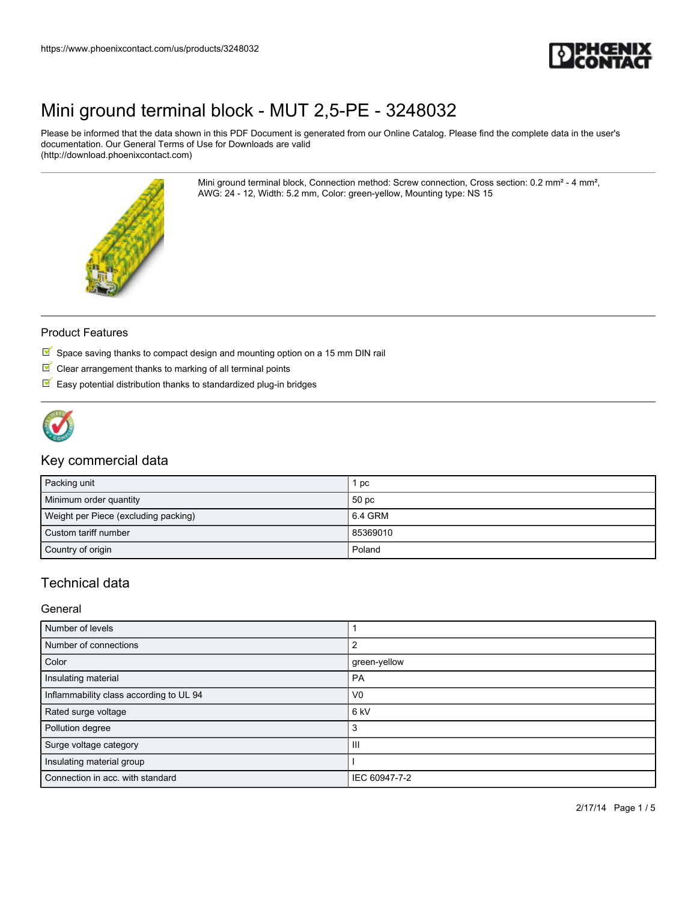# Mini ground terminal block - MUT 2,5-PE - 3248032

Please be informed that the data shown in this PDF Document is generated from our Online Catalog. Please find the complete data in the user's documentation. Our General Terms of Use for Downloads are valid (http://download.phoenixcontact.com)

Mini ground terminal block, Connection method: Screw connection, Cross section: 0.2 mm² - 4 mm², AWG: 24 - 12, Width: 5.2 mm, Color: green-yellow, Mounting type: NS 15

## Product Features

- Space saving thanks to compact design and mounting option on a 15 mm DIN rail
- Clear arrangement thanks to marking of all terminal points
- Easy potential distribution thanks to standardized plug-in bridges

## Key commercial data

| | |
|---|---|
| Packing unit | 1 pc |
| Minimum order quantity | 50 pc |
| Weight per Piece (excluding packing) | 6.4 GRM |
| Custom tariff number | 85369010 |
| Country of origin | Poland |

## Technical data

### General

| | |
|---|---|
| Number of levels | 1 |
| Number of connections | 2 |
| Color | green-yellow |
| Insulating material | PA |
| Inflammability class according to UL 94 | V0 |
| Rated surge voltage | 6 kV |
| Pollution degree | 3 |
| Surge voltage category | III |
| Insulating material group | I |
| Connection in acc. with standard | IEC 60947-7-2 |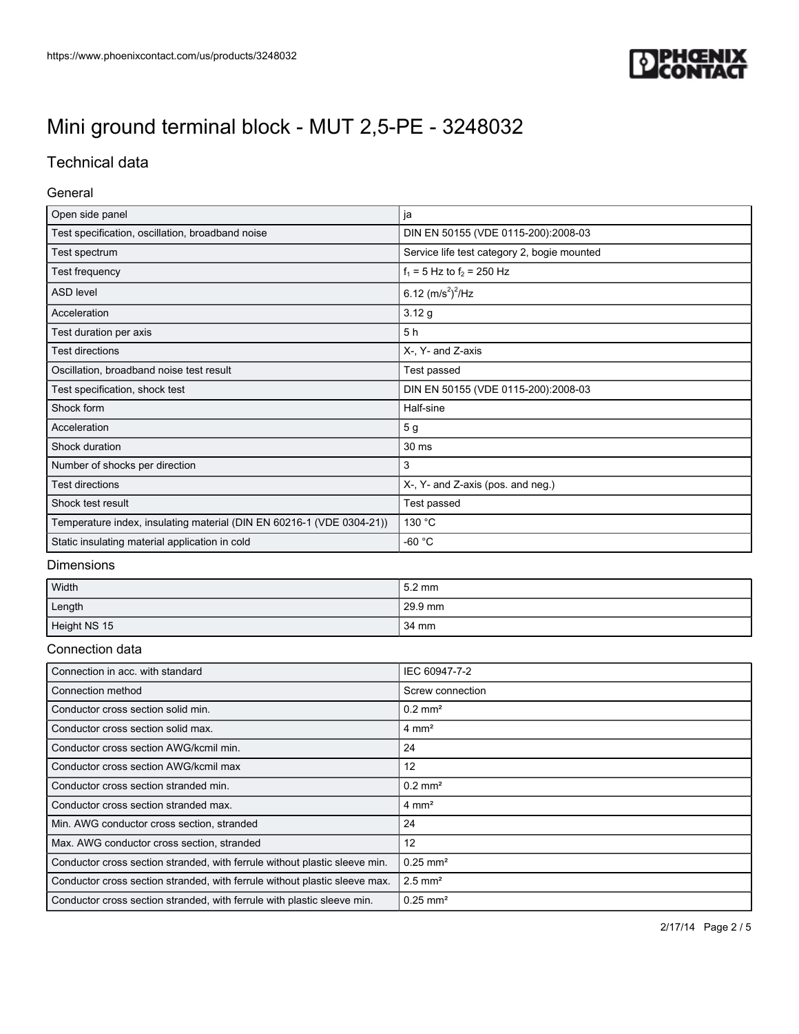# Mini ground terminal block - MUT 2,5-PE - 3248032

## Technical data

### General

| | |
|---|---|
| Open side panel | ja |
| Test specification, oscillation, broadband noise | DIN EN 50155 (VDE 0115-200):2008-03 |
| Test spectrum | Service life test category 2, bogie mounted |
| Test frequency | $f_1$ = 5 Hz to $f_2$ = 250 Hz |
| ASD level | 6.12 $(m/s^2)^2/Hz$ |
| Acceleration | 3.12 g |
| Test duration per axis | 5 h |
| Test directions | X-, Y- and Z-axis |
| Oscillation, broadband noise test result | Test passed |
| Test specification, shock test | DIN EN 50155 (VDE 0115-200):2008-03 |
| Shock form | Half-sine |
| Acceleration | 5 g |
| Shock duration | 30 ms |
| Number of shocks per direction | 3 |
| Test directions | X-, Y- and Z-axis (pos. and neg.) |
| Shock test result | Test passed |
| Temperature index, insulating material (DIN EN 60216-1 (VDE 0304-21)) | 130 °C |
| Static insulating material application in cold | -60 °C |

### Dimensions

| | |
|---|---|
| Width | 5.2 mm |
| Length | 29.9 mm |
| Height NS 15 | 34 mm |

### Connection data

| | |
|---|---|
| Connection in acc. with standard | IEC 60947-7-2 |
| Connection method | Screw connection |
| Conductor cross section solid min. | 0.2 mm² |
| Conductor cross section solid max. | 4 mm² |
| Conductor cross section AWG/kcmil min. | 24 |
| Conductor cross section AWG/kcmil max | 12 |
| Conductor cross section stranded min. | 0.2 mm² |
| Conductor cross section stranded max. | 4 mm² |
| Min. AWG conductor cross section, stranded | 24 |
| Max. AWG conductor cross section, stranded | 12 |
| Conductor cross section stranded, with ferrule without plastic sleeve min. | 0.25 mm² |
| Conductor cross section stranded, with ferrule without plastic sleeve max. | 2.5 mm² |
| Conductor cross section stranded, with ferrule with plastic sleeve min. | 0.25 mm² |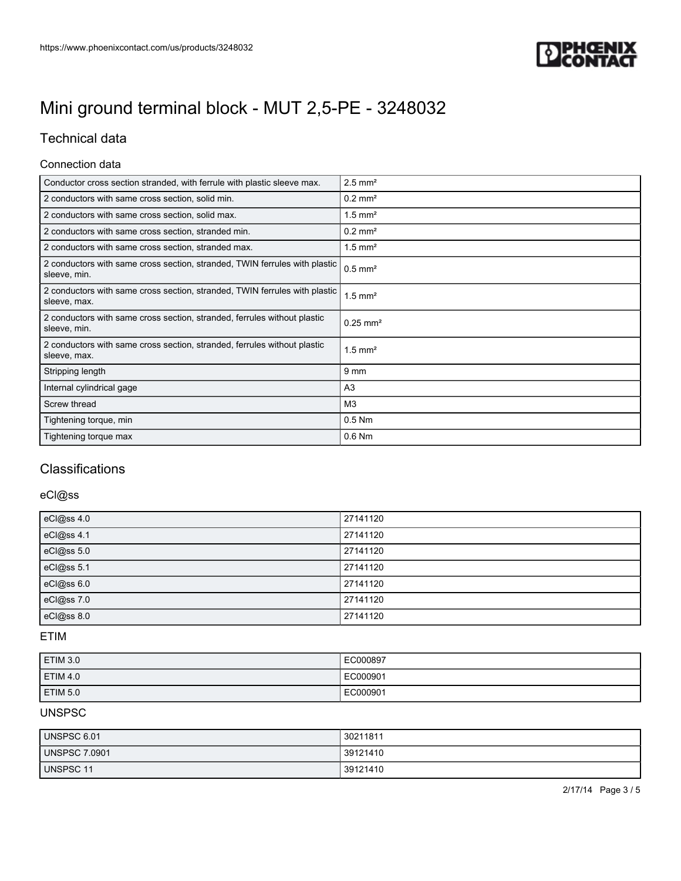# Mini ground terminal block - MUT 2,5-PE - 3248032

## Technical data

### Connection data

| | |
|---|---|
| Conductor cross section stranded, with ferrule with plastic sleeve max. | 2.5 mm² |
| 2 conductors with same cross section, solid min. | 0.2 mm² |
| 2 conductors with same cross section, solid max. | 1.5 mm² |
| 2 conductors with same cross section, stranded min. | 0.2 mm² |
| 2 conductors with same cross section, stranded max. | 1.5 mm² |
| 2 conductors with same cross section, stranded, TWIN ferrules with plastic sleeve, min. | 0.5 mm² |
| 2 conductors with same cross section, stranded, TWIN ferrules with plastic sleeve, max. | 1.5 mm² |
| 2 conductors with same cross section, stranded, ferrules without plastic sleeve, min. | 0.25 mm² |
| 2 conductors with same cross section, stranded, ferrules without plastic sleeve, max. | 1.5 mm² |
| Stripping length | 9 mm |
| Internal cylindrical gage | A3 |
| Screw thread | M3 |
| Tightening torque, min | 0.5 Nm |
| Tightening torque max | 0.6 Nm |

## Classifications

### eCl@ss

| | |
|---|---|
| eCl@ss 4.0 | 27141120 |
| eCl@ss 4.1 | 27141120 |
| eCl@ss 5.0 | 27141120 |
| eCl@ss 5.1 | 27141120 |
| eCl@ss 6.0 | 27141120 |
| eCl@ss 7.0 | 27141120 |
| eCl@ss 8.0 | 27141120 |

### ETIM

| | |
|---|---|
| ETIM 3.0 | EC000897 |
| ETIM 4.0 | EC000901 |
| ETIM 5.0 | EC000901 |

### UNSPSC

| | |
|---|---|
| UNSPSC 6.01 | 30211811 |
| UNSPSC 7.0901 | 39121410 |
| UNSPSC 11 | 39121410 |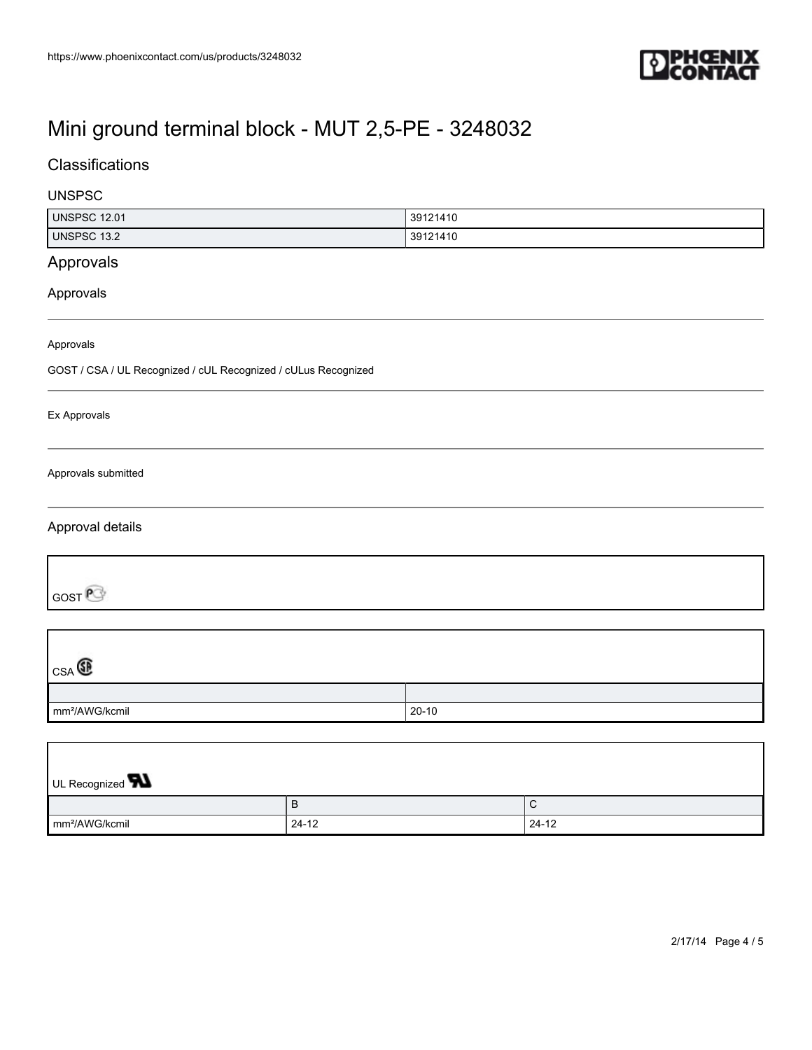# Mini ground terminal block - MUT 2,5-PE - 3248032

## Classifications

### UNSPSC

| | |
|---|---|
| UNSPSC 12.01 | 39121410 |
| UNSPSC 13.2 | 39121410 |

## Approvals

### Approvals

Approvals

GOST / CSA / UL Recognized / cUL Recognized / cULus Recognized

Ex Approvals

Approvals submitted

### Approval details

GOST

CSA

| | |
|---|---|
| mm²/AWG/kcmil | 20-10 |

UL Recognized

| | B | C |
|---|---|---|
| mm²/AWG/kcmil | 24-12 | 24-12 |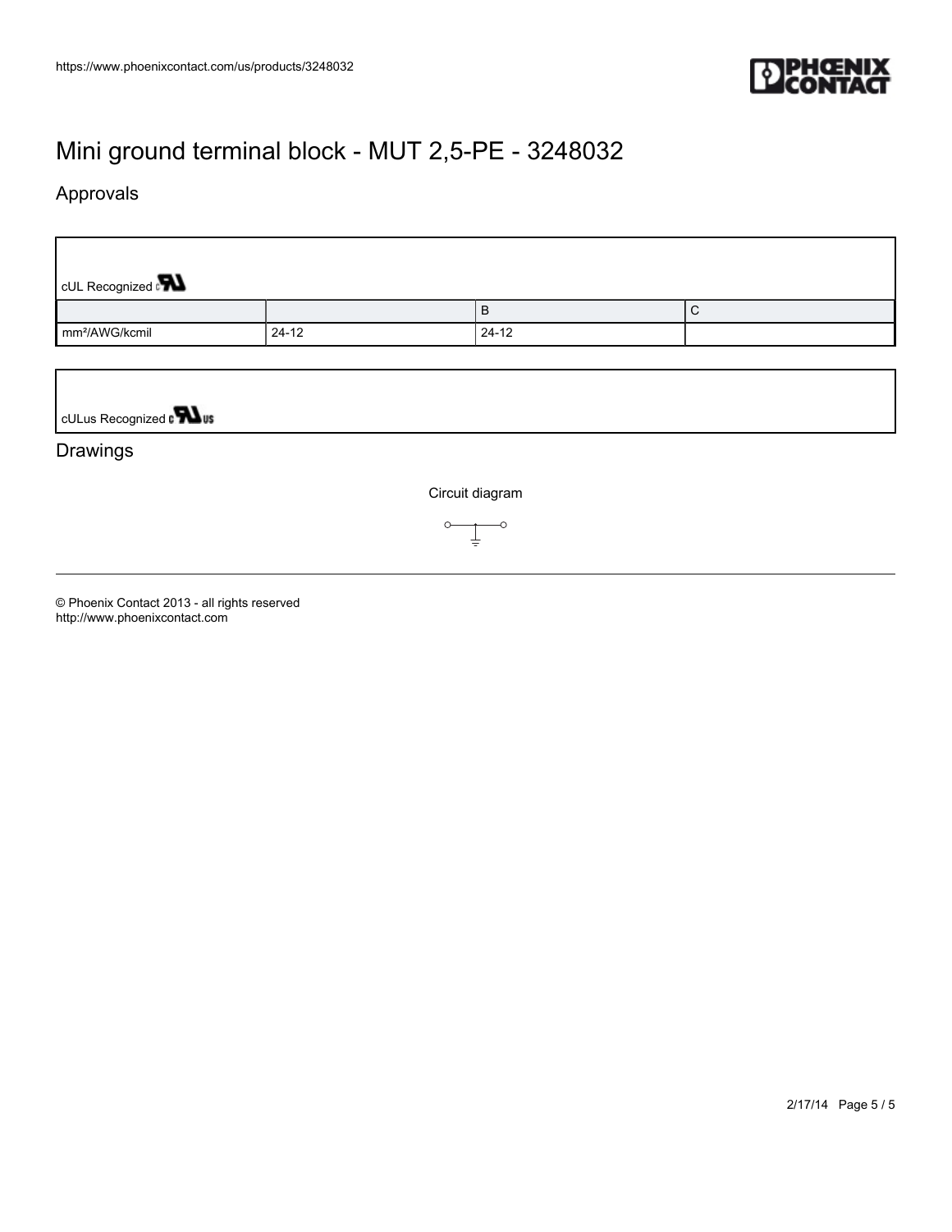# Mini ground terminal block - MUT 2,5-PE - 3248032

## Approvals

| cUL Recognized | | | |
|---|---|---|---|
| | | B | C |
| mm²/AWG/kcmil | 24-12 | 24-12 | |

| cULus Recognized |
|---|

## Drawings

Circuit diagram

© Phoenix Contact 2013 - all rights reserved
http://www.phoenixcontact.com